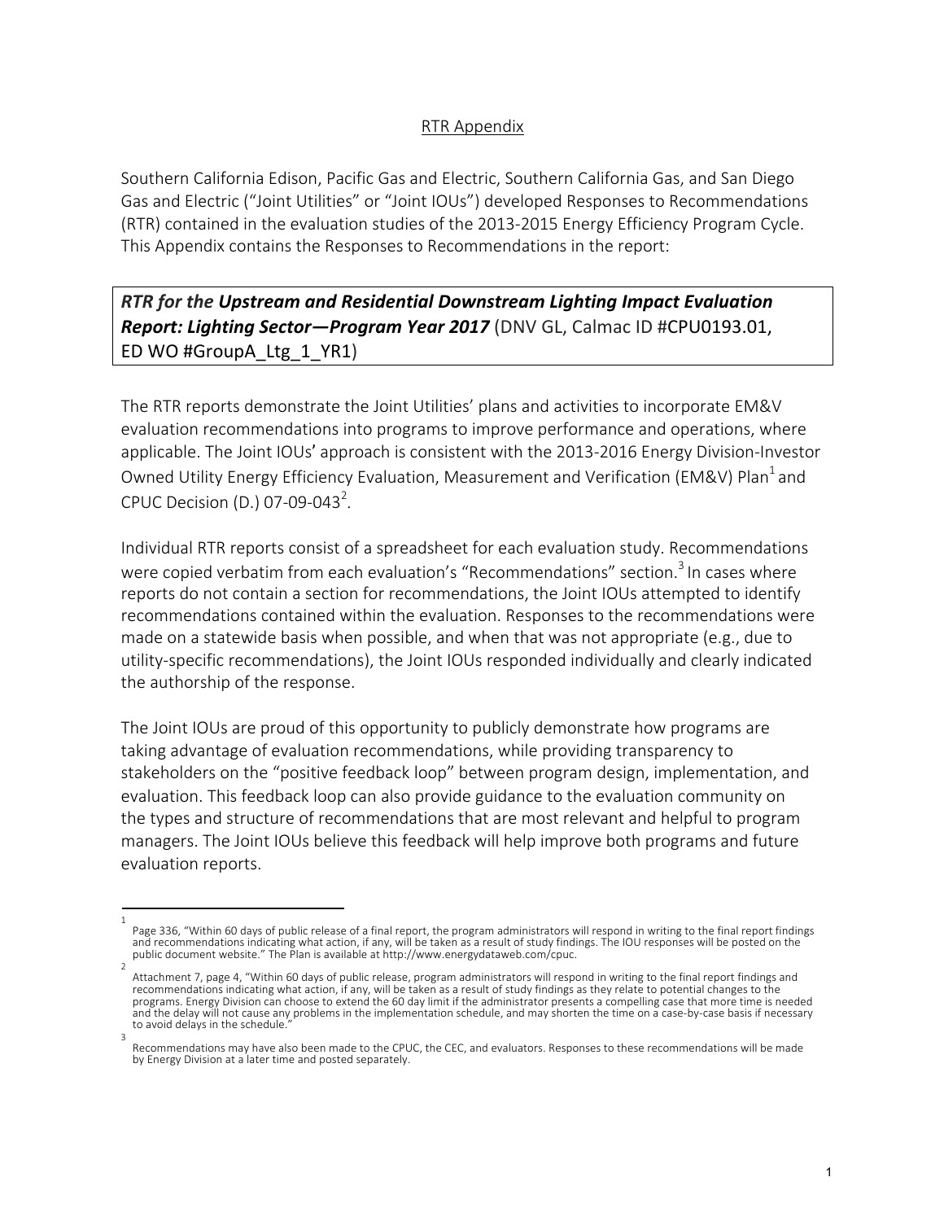RTR Appendix

Southern California Edison, Pacific Gas and Electric, Southern California Gas, and San Diego Gas and Electric ("Joint Utilities" or "Joint IOUs") developed Responses to Recommendations (RTR) contained in the evaluation studies of the 2013-2015 Energy Efficiency Program Cycle. This Appendix contains the Responses to Recommendations in the report:

***RTR for the* Upstream and Residential Downstream Lighting Impact Evaluation Report: Lighting Sector—Program Year 2017** (DNV GL, Calmac ID #CPU0193.01, ED WO #GroupA_Ltg_1_YR1)

The RTR reports demonstrate the Joint Utilities' plans and activities to incorporate EM&V evaluation recommendations into programs to improve performance and operations, where applicable. The Joint IOUs' approach is consistent with the 2013-2016 Energy Division-Investor Owned Utility Energy Efficiency Evaluation, Measurement and Verification (EM&V) Plan[1] and CPUC Decision (D.) 07-09-043[2].

Individual RTR reports consist of a spreadsheet for each evaluation study. Recommendations were copied verbatim from each evaluation's "Recommendations" section.[3] In cases where reports do not contain a section for recommendations, the Joint IOUs attempted to identify recommendations contained within the evaluation. Responses to the recommendations were made on a statewide basis when possible, and when that was not appropriate (e.g., due to utility-specific recommendations), the Joint IOUs responded individually and clearly indicated the authorship of the response.

The Joint IOUs are proud of this opportunity to publicly demonstrate how programs are taking advantage of evaluation recommendations, while providing transparency to stakeholders on the "positive feedback loop" between program design, implementation, and evaluation. This feedback loop can also provide guidance to the evaluation community on the types and structure of recommendations that are most relevant and helpful to program managers. The Joint IOUs believe this feedback will help improve both programs and future evaluation reports.

---

[1] Page 336, "Within 60 days of public release of a final report, the program administrators will respond in writing to the final report findings and recommendations indicating what action, if any, will be taken as a result of study findings. The IOU responses will be posted on the public document website." The Plan is available at http://www.energydataweb.com/cpuc.

[2] Attachment 7, page 4, "Within 60 days of public release, program administrators will respond in writing to the final report findings and recommendations indicating what action, if any, will be taken as a result of study findings as they relate to potential changes to the programs. Energy Division can choose to extend the 60 day limit if the administrator presents a compelling case that more time is needed and the delay will not cause any problems in the implementation schedule, and may shorten the time on a case-by-case basis if necessary to avoid delays in the schedule."

[3] Recommendations may have also been made to the CPUC, the CEC, and evaluators. Responses to these recommendations will be made by Energy Division at a later time and posted separately.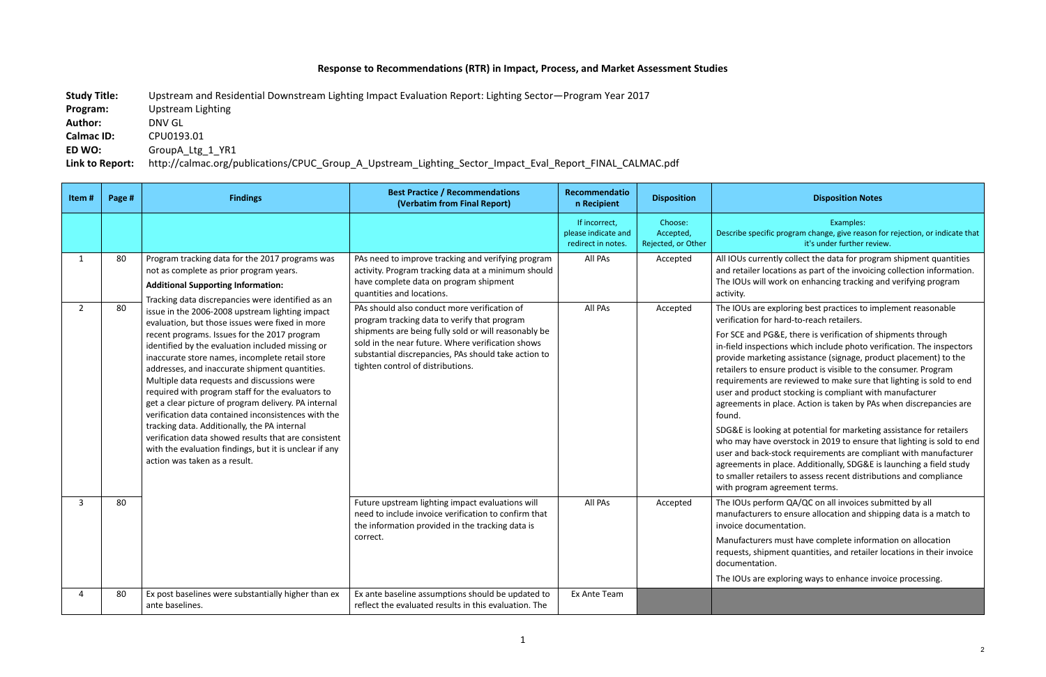# Response to Recommendations (RTR) in Impact, Process, and Market Assessment Studies

**Study Title:** Upstream and Residential Downstream Lighting Impact Evaluation Report: Lighting Sector—Program Year 2017
**Program:** Upstream Lighting
**Author:** DNV GL
**Calmac ID:** CPU0193.01
**ED WO:** GroupA_Ltg_1_YR1
**Link to Report:** http://calmac.org/publications/CPUC_Group_A_Upstream_Lighting_Sector_Impact_Eval_Report_FINAL_CALMAC.pdf

| Item # | Page # | Findings | Best Practice / Recommendations (Verbatim from Final Report) | Recommendation Recipient | Disposition | Disposition Notes |
|---|---|---|---|---|---|---|
| | | | | If incorrect, please indicate and redirect in notes. | Choose: Accepted, Rejected, or Other | Examples: Describe specific program change, give reason for rejection, or indicate that it's under further review. |
| 1 | 80 | Program tracking data for the 2017 programs was not as complete as prior program years. **Additional Supporting Information:** Tracking data discrepancies were identified as an issue in the 2006-2008 upstream lighting impact evaluation, but those issues were fixed in more recent programs. Issues for the 2017 program identified by the evaluation included missing or inaccurate store names, incomplete retail store addresses, and inaccurate shipment quantities. Multiple data requests and discussions were required with program staff for the evaluators to get a clear picture of program delivery. PA internal verification data contained inconsistencies with the tracking data. Additionally, the PA internal verification data showed results that are consistent with the evaluation findings, but it is unclear if any action was taken as a result. | PAs need to improve tracking and verifying program activity. Program tracking data at a minimum should have complete data on program shipment quantities and locations. | All PAs | Accepted | All IOUs currently collect the data for program shipment quantities and retailer locations as part of the invoicing collection information. The IOUs will work on enhancing tracking and verifying program activity. |
| 2 | 80 | | PAs should also conduct more verification of program tracking data to verify that program shipments are being fully sold or will reasonably be sold in the near future. Where verification shows substantial discrepancies, PAs should take action to tighten control of distributions. | All PAs | Accepted | The IOUs are exploring best practices to implement reasonable verification for hard-to-reach retailers. For SCE and PG&E, there is verification of shipments through in-field inspections which include photo verification. The inspectors provide marketing assistance (signage, product placement) to the retailers to ensure product is visible to the consumer. Program requirements are reviewed to make sure that lighting is sold to end user and product stocking is compliant with manufacturer agreements in place. Action is taken by PAs when discrepancies are found. SDG&E is looking at potential for marketing assistance for retailers who may have overstock in 2019 to ensure that lighting is sold to end user and back-stock requirements are compliant with manufacturer agreements in place. Additionally, SDG&E is launching a field study to smaller retailers to assess recent distributions and compliance with program agreement terms. |
| 3 | 80 | | Future upstream lighting impact evaluations will need to include invoice verification to confirm that the information provided in the tracking data is correct. | All PAs | Accepted | The IOUs perform QA/QC on all invoices submitted by all manufacturers to ensure allocation and shipping data is a match to invoice documentation. Manufacturers must have complete information on allocation requests, shipment quantities, and retailer locations in their invoice documentation. The IOUs are exploring ways to enhance invoice processing. |
| 4 | 80 | Ex post baselines were substantially higher than ex ante baselines. | Ex ante baseline assumptions should be updated to reflect the evaluated results in this evaluation. The | Ex Ante Team | | |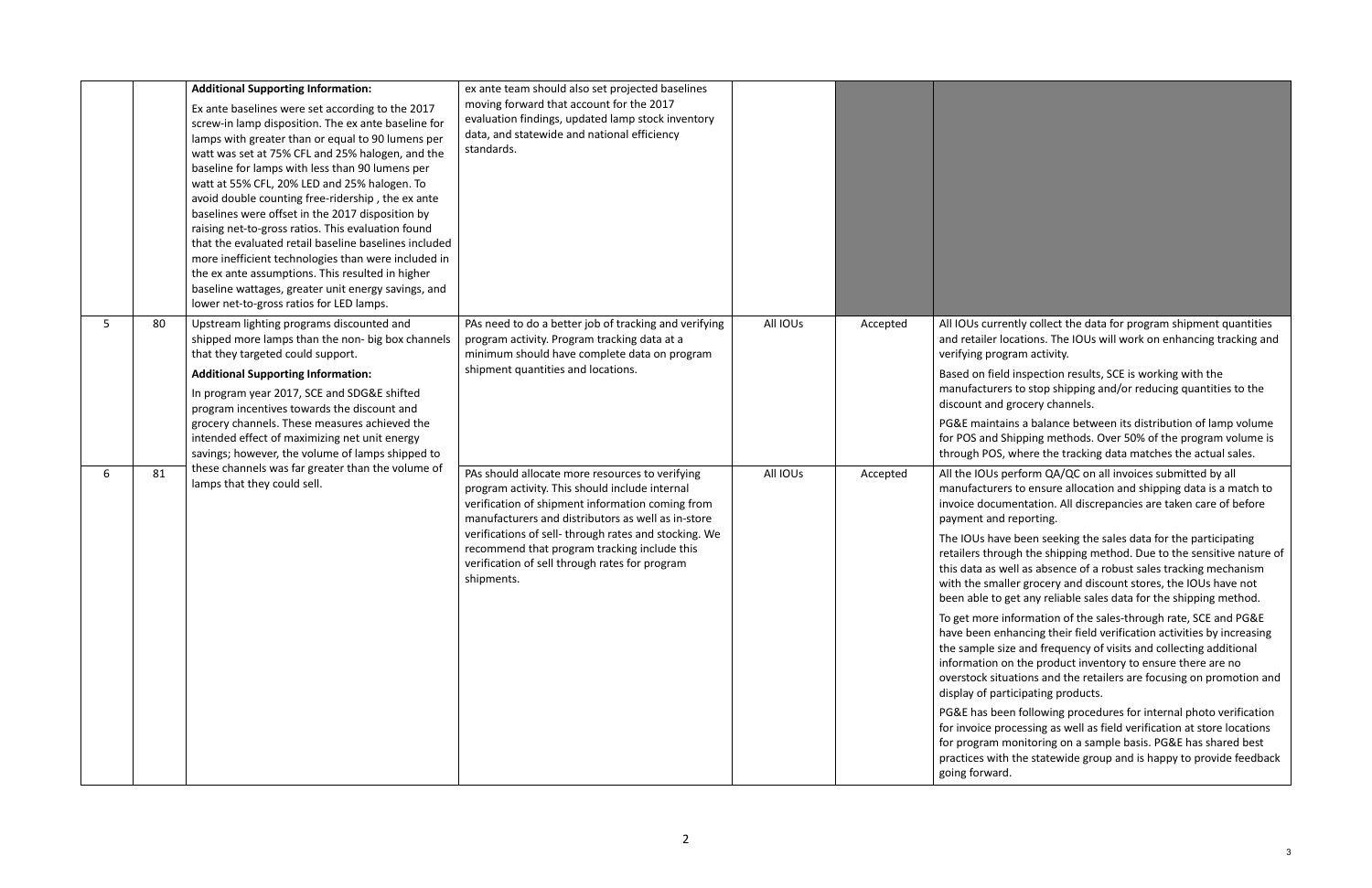| | | | | | | |
|---|---|---|---|---|---|---|
| | | **Additional Supporting Information:**<br>Ex ante baselines were set according to the 2017 screw-in lamp disposition. The ex ante baseline for lamps with greater than or equal to 90 lumens per watt was set at 75% CFL and 25% halogen, and the baseline for lamps with less than 90 lumens per watt at 55% CFL, 20% LED and 25% halogen. To avoid double counting free-ridership , the ex ante baselines were offset in the 2017 disposition by raising net-to-gross ratios. This evaluation found that the evaluated retail baseline baselines included more inefficient technologies than were included in the ex ante assumptions. This resulted in higher baseline wattages, greater unit energy savings, and lower net-to-gross ratios for LED lamps. | ex ante team should also set projected baselines moving forward that account for the 2017 evaluation findings, updated lamp stock inventory data, and statewide and national efficiency standards. | | | |
| 5 | 80 | Upstream lighting programs discounted and shipped more lamps than the non- big box channels that they targeted could support.<br>**Additional Supporting Information:**<br>In program year 2017, SCE and SDG&E shifted program incentives towards the discount and grocery channels. These measures achieved the intended effect of maximizing net unit energy savings; however, the volume of lamps shipped to these channels was far greater than the volume of lamps that they could sell. | PAs need to do a better job of tracking and verifying program activity. Program tracking data at a minimum should have complete data on program shipment quantities and locations. | All IOUs | Accepted | All IOUs currently collect the data for program shipment quantities and retailer locations. The IOUs will work on enhancing tracking and verifying program activity.<br>Based on field inspection results, SCE is working with the manufacturers to stop shipping and/or reducing quantities to the discount and grocery channels.<br>PG&E maintains a balance between its distribution of lamp volume for POS and Shipping methods. Over 50% of the program volume is through POS, where the tracking data matches the actual sales. |
| 6 | 81 | | PAs should allocate more resources to verifying program activity. This should include internal verification of shipment information coming from manufacturers and distributors as well as in-store verifications of sell- through rates and stocking. We recommend that program tracking include this verification of sell through rates for program shipments. | All IOUs | Accepted | All the IOUs perform QA/QC on all invoices submitted by all manufacturers to ensure allocation and shipping data is a match to invoice documentation. All discrepancies are taken care of before payment and reporting.<br>The IOUs have been seeking the sales data for the participating retailers through the shipping method. Due to the sensitive nature of this data as well as absence of a robust sales tracking mechanism with the smaller grocery and discount stores, the IOUs have not been able to get any reliable sales data for the shipping method.<br>To get more information of the sales-through rate, SCE and PG&E have been enhancing their field verification activities by increasing the sample size and frequency of visits and collecting additional information on the product inventory to ensure there are no overstock situations and the retailers are focusing on promotion and display of participating products.<br>PG&E has been following procedures for internal photo verification for invoice processing as well as field verification at store locations for program monitoring on a sample basis. PG&E has shared best practices with the statewide group and is happy to provide feedback going forward. |